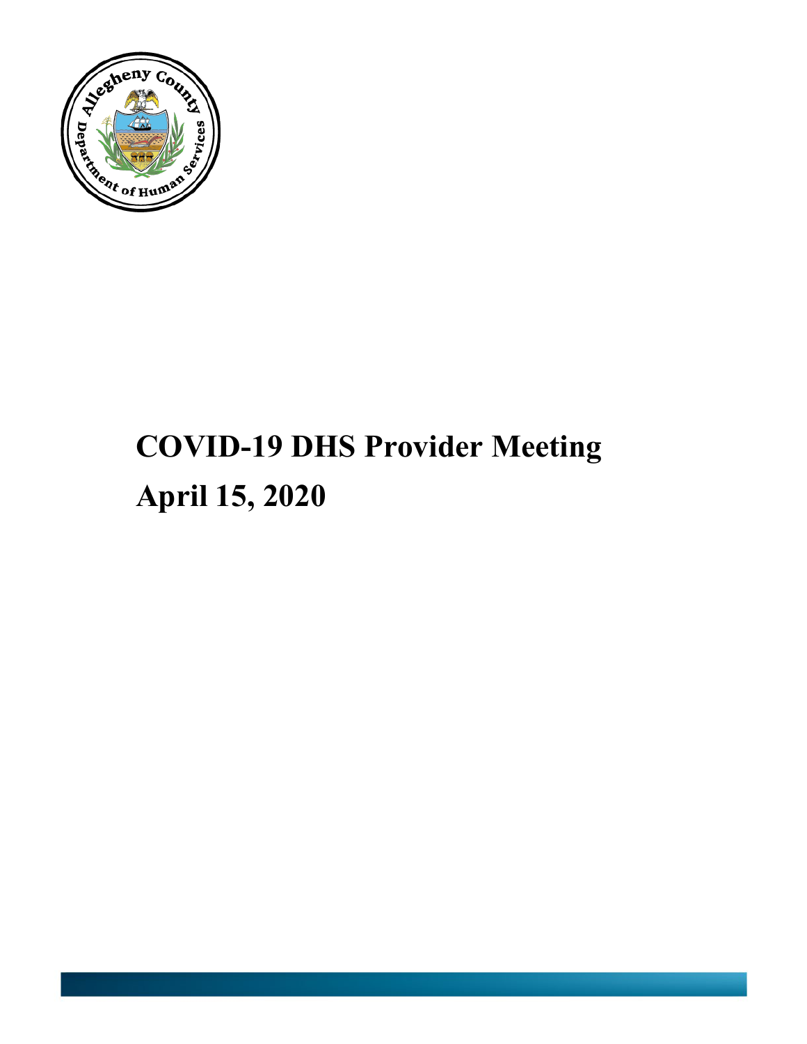# COVID-19 DHS Provider Meeting

# April 15, 2020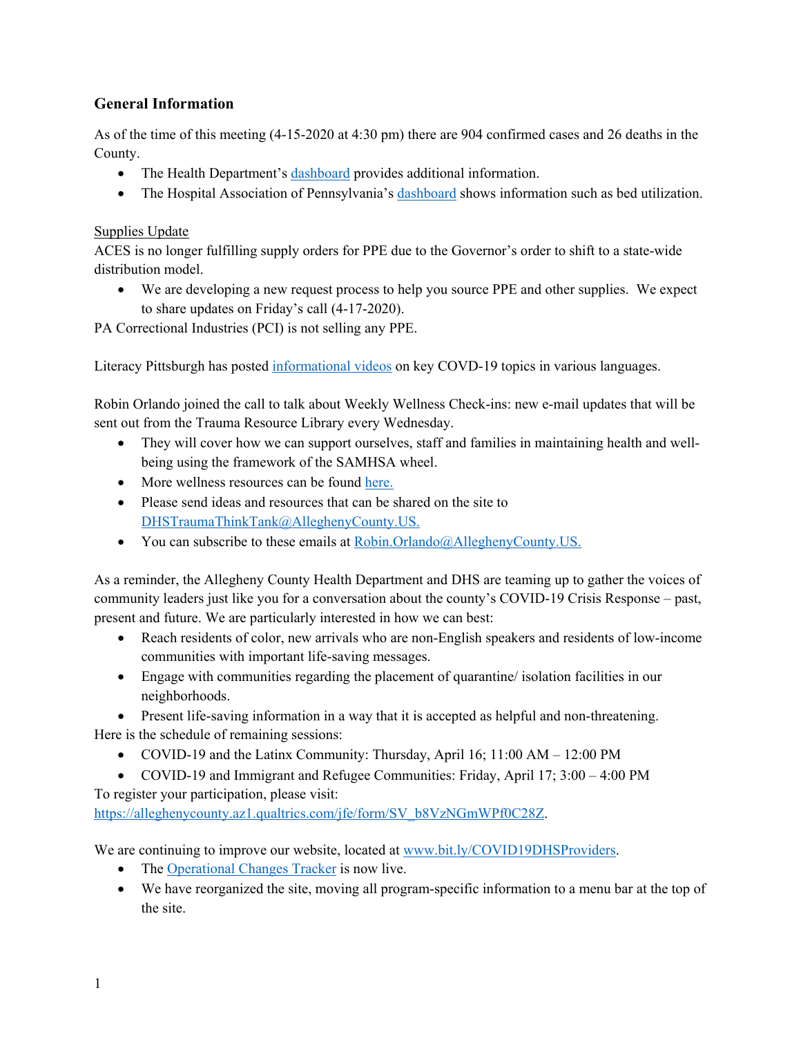## General Information

As of the time of this meeting (4-15-2020 at 4:30 pm) there are 904 confirmed cases and 26 deaths in the County.

- The Health Department's dashboard provides additional information.
- The Hospital Association of Pennsylvania's dashboard shows information such as bed utilization.

Supplies Update

ACES is no longer fulfilling supply orders for PPE due to the Governor's order to shift to a state-wide distribution model.

- We are developing a new request process to help you source PPE and other supplies. We expect to share updates on Friday's call (4-17-2020).

PA Correctional Industries (PCI) is not selling any PPE.

Literacy Pittsburgh has posted informational videos on key COVD-19 topics in various languages.

Robin Orlando joined the call to talk about Weekly Wellness Check-ins: new e-mail updates that will be sent out from the Trauma Resource Library every Wednesday.

- They will cover how we can support ourselves, staff and families in maintaining health and well-being using the framework of the SAMHSA wheel.
- More wellness resources can be found here.
- Please send ideas and resources that can be shared on the site to DHSTraumaThinkTank@AlleghenyCounty.US.
- You can subscribe to these emails at Robin.Orlando@AlleghenyCounty.US.

As a reminder, the Allegheny County Health Department and DHS are teaming up to gather the voices of community leaders just like you for a conversation about the county's COVID-19 Crisis Response – past, present and future. We are particularly interested in how we can best:

- Reach residents of color, new arrivals who are non-English speakers and residents of low-income communities with important life-saving messages.
- Engage with communities regarding the placement of quarantine/ isolation facilities in our neighborhoods.
- Present life-saving information in a way that it is accepted as helpful and non-threatening.

Here is the schedule of remaining sessions:

- COVID-19 and the Latinx Community: Thursday, April 16; 11:00 AM – 12:00 PM
- COVID-19 and Immigrant and Refugee Communities: Friday, April 17; 3:00 – 4:00 PM

To register your participation, please visit: https://alleghenycounty.az1.qualtrics.com/jfe/form/SV_b8VzNGmWPf0C28Z.

We are continuing to improve our website, located at www.bit.ly/COVID19DHSProviders.

- The Operational Changes Tracker is now live.
- We have reorganized the site, moving all program-specific information to a menu bar at the top of the site.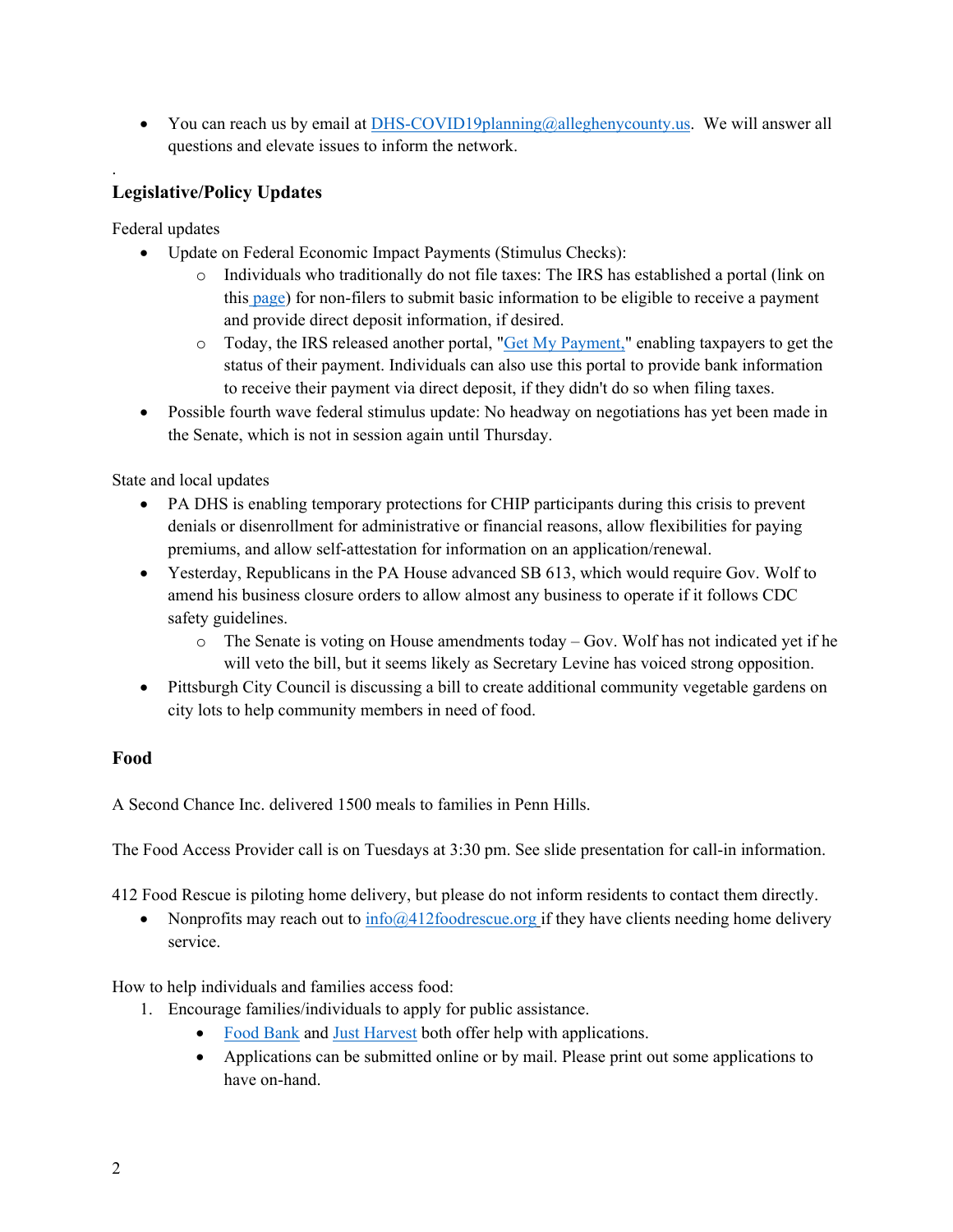- You can reach us by email at DHS-COVID19planning@alleghenycounty.us. We will answer all questions and elevate issues to inform the network.

.

## Legislative/Policy Updates

Federal updates

- Update on Federal Economic Impact Payments (Stimulus Checks):
  - Individuals who traditionally do not file taxes: The IRS has established a portal (link on this page) for non-filers to submit basic information to be eligible to receive a payment and provide direct deposit information, if desired.
  - Today, the IRS released another portal, "Get My Payment," enabling taxpayers to get the status of their payment. Individuals can also use this portal to provide bank information to receive their payment via direct deposit, if they didn't do so when filing taxes.
- Possible fourth wave federal stimulus update: No headway on negotiations has yet been made in the Senate, which is not in session again until Thursday.

State and local updates

- PA DHS is enabling temporary protections for CHIP participants during this crisis to prevent denials or disenrollment for administrative or financial reasons, allow flexibilities for paying premiums, and allow self-attestation for information on an application/renewal.
- Yesterday, Republicans in the PA House advanced SB 613, which would require Gov. Wolf to amend his business closure orders to allow almost any business to operate if it follows CDC safety guidelines.
  - The Senate is voting on House amendments today – Gov. Wolf has not indicated yet if he will veto the bill, but it seems likely as Secretary Levine has voiced strong opposition.
- Pittsburgh City Council is discussing a bill to create additional community vegetable gardens on city lots to help community members in need of food.

## Food

A Second Chance Inc. delivered 1500 meals to families in Penn Hills.

The Food Access Provider call is on Tuesdays at 3:30 pm. See slide presentation for call-in information.

412 Food Rescue is piloting home delivery, but please do not inform residents to contact them directly.

- Nonprofits may reach out to info@412foodrescue.org if they have clients needing home delivery service.

How to help individuals and families access food:

1. Encourage families/individuals to apply for public assistance.
   - Food Bank and Just Harvest both offer help with applications.
   - Applications can be submitted online or by mail. Please print out some applications to have on-hand.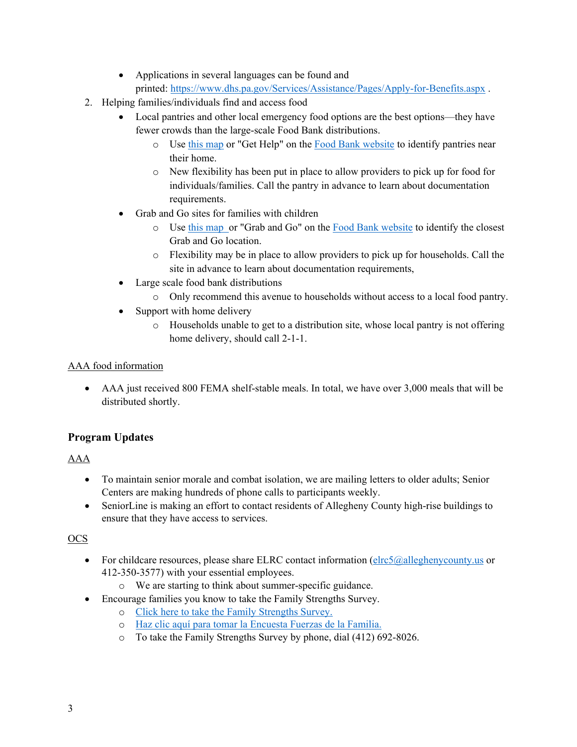- Applications in several languages can be found and printed: [https://www.dhs.pa.gov/Services/Assistance/Pages/Apply-for-Benefits.aspx](https://www.dhs.pa.gov/Services/Assistance/Pages/Apply-for-Benefits.aspx) .

2. Helping families/individuals find and access food
   - Local pantries and other local emergency food options are the best options—they have fewer crowds than the large-scale Food Bank distributions.
     - Use this map or "Get Help" on the Food Bank website to identify pantries near their home.
     - New flexibility has been put in place to allow providers to pick up for food for individuals/families. Call the pantry in advance to learn about documentation requirements.
   - Grab and Go sites for families with children
     - Use this map or "Grab and Go" on the Food Bank website to identify the closest Grab and Go location.
     - Flexibility may be in place to allow providers to pick up for households. Call the site in advance to learn about documentation requirements,
   - Large scale food bank distributions
     - Only recommend this avenue to households without access to a local food pantry.
   - Support with home delivery
     - Households unable to get to a distribution site, whose local pantry is not offering home delivery, should call 2-1-1.

AAA food information

- AAA just received 800 FEMA shelf-stable meals. In total, we have over 3,000 meals that will be distributed shortly.

## Program Updates

AAA

- To maintain senior morale and combat isolation, we are mailing letters to older adults; Senior Centers are making hundreds of phone calls to participants weekly.
- SeniorLine is making an effort to contact residents of Allegheny County high-rise buildings to ensure that they have access to services.

OCS

- For childcare resources, please share ELRC contact information (elrc5@alleghenycounty.us or 412-350-3577) with your essential employees.
  - We are starting to think about summer-specific guidance.
- Encourage families you know to take the Family Strengths Survey.
  - Click here to take the Family Strengths Survey.
  - Haz clic aquí para tomar la Encuesta Fuerzas de la Familia.
  - To take the Family Strengths Survey by phone, dial (412) 692-8026.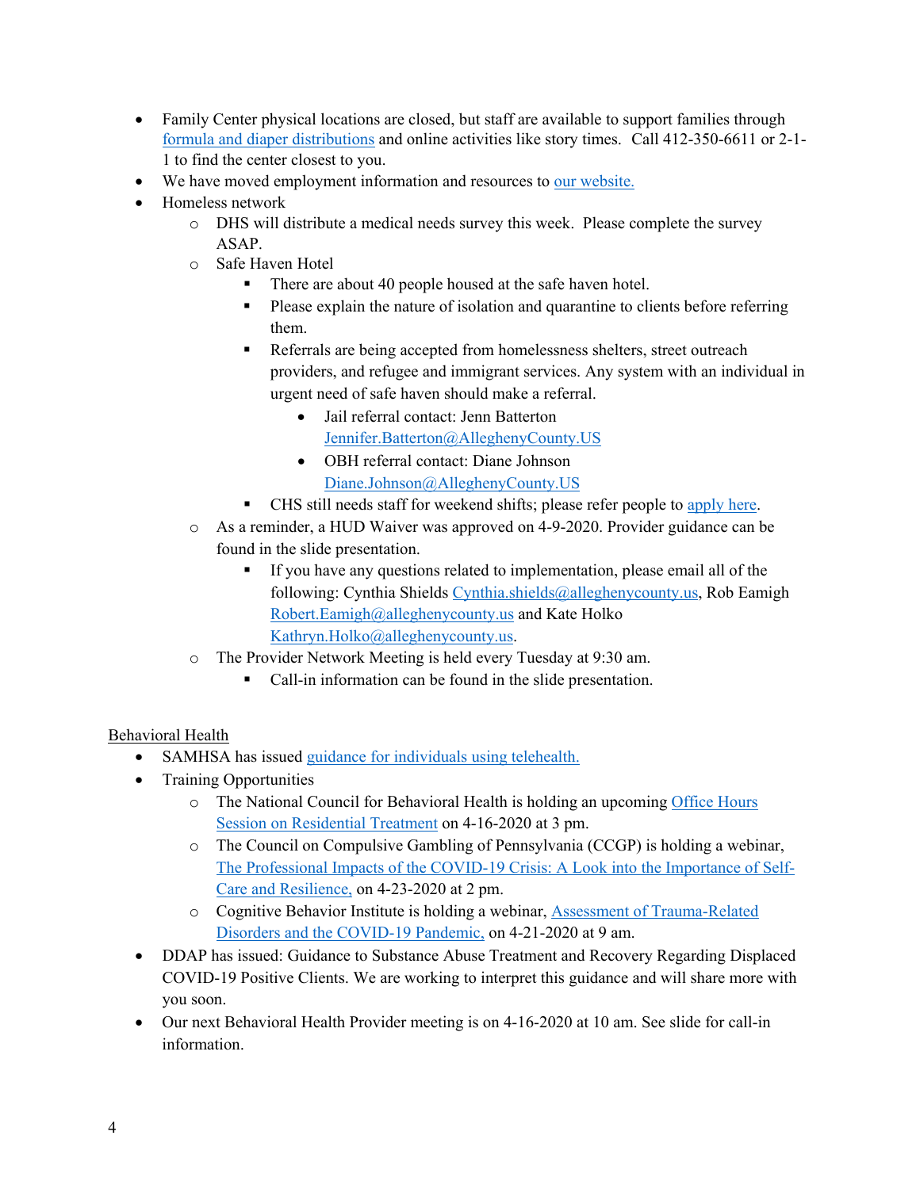- Family Center physical locations are closed, but staff are available to support families through formula and diaper distributions and online activities like story times. Call 412-350-6611 or 2-1-1 to find the center closest to you.
- We have moved employment information and resources to our website.
- Homeless network
  - DHS will distribute a medical needs survey this week. Please complete the survey ASAP.
  - Safe Haven Hotel
    - There are about 40 people housed at the safe haven hotel.
    - Please explain the nature of isolation and quarantine to clients before referring them.
    - Referrals are being accepted from homelessness shelters, street outreach providers, and refugee and immigrant services. Any system with an individual in urgent need of safe haven should make a referral.
      - Jail referral contact: Jenn Batterton Jennifer.Batterton@AlleghenyCounty.US
      - OBH referral contact: Diane Johnson Diane.Johnson@AlleghenyCounty.US
    - CHS still needs staff for weekend shifts; please refer people to apply here.
  - As a reminder, a HUD Waiver was approved on 4-9-2020. Provider guidance can be found in the slide presentation.
    - If you have any questions related to implementation, please email all of the following: Cynthia Shields Cynthia.shields@alleghenycounty.us, Rob Eamigh Robert.Eamigh@alleghenycounty.us and Kate Holko Kathryn.Holko@alleghenycounty.us.
  - The Provider Network Meeting is held every Tuesday at 9:30 am.
    - Call-in information can be found in the slide presentation.

Behavioral Health

- SAMHSA has issued guidance for individuals using telehealth.
- Training Opportunities
  - The National Council for Behavioral Health is holding an upcoming Office Hours Session on Residential Treatment on 4-16-2020 at 3 pm.
  - The Council on Compulsive Gambling of Pennsylvania (CCGP) is holding a webinar, The Professional Impacts of the COVID-19 Crisis: A Look into the Importance of Self-Care and Resilience, on 4-23-2020 at 2 pm.
  - Cognitive Behavior Institute is holding a webinar, Assessment of Trauma-Related Disorders and the COVID-19 Pandemic, on 4-21-2020 at 9 am.
- DDAP has issued: Guidance to Substance Abuse Treatment and Recovery Regarding Displaced COVID-19 Positive Clients. We are working to interpret this guidance and will share more with you soon.
- Our next Behavioral Health Provider meeting is on 4-16-2020 at 10 am. See slide for call-in information.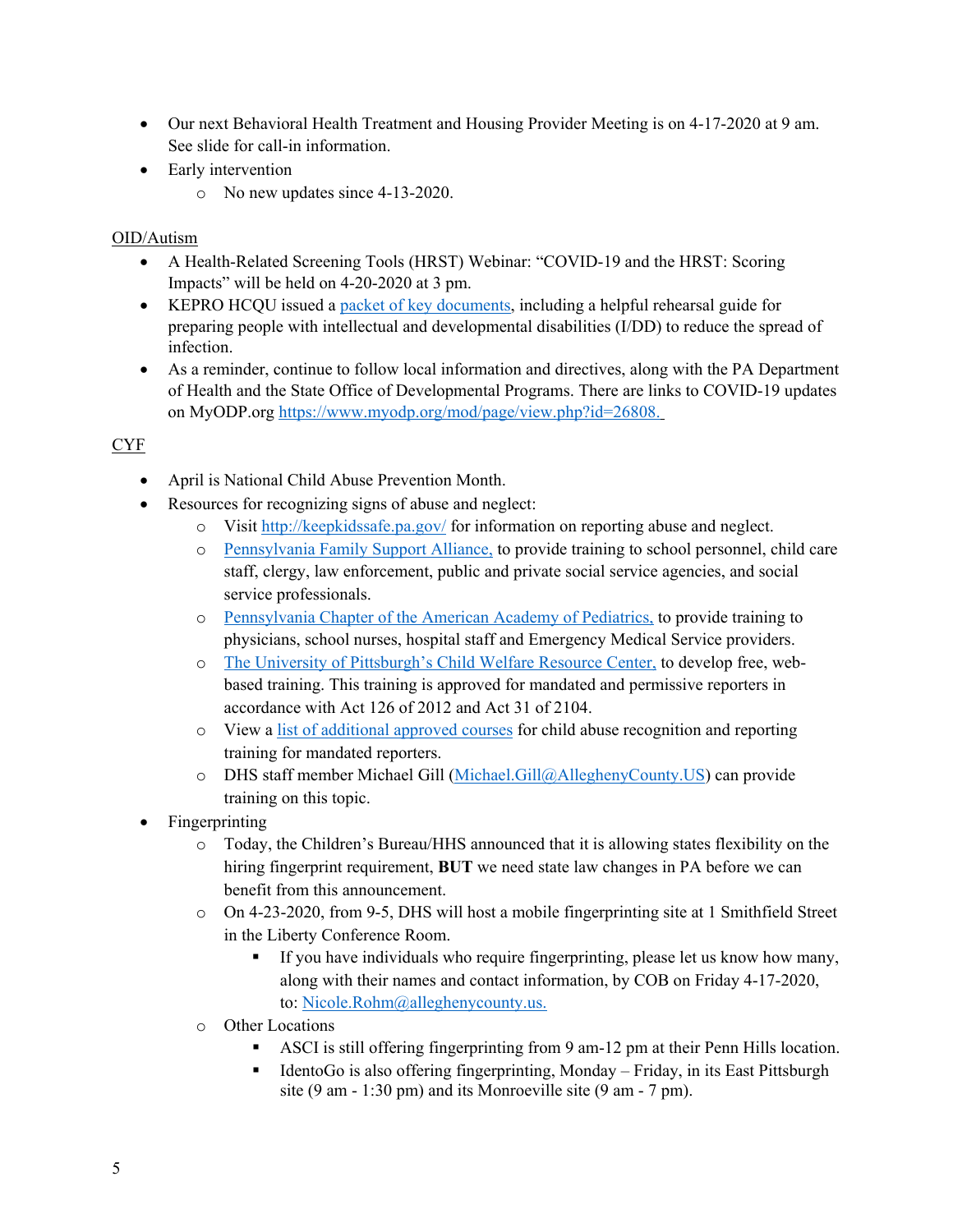- Our next Behavioral Health Treatment and Housing Provider Meeting is on 4-17-2020 at 9 am. See slide for call-in information.
- Early intervention
  - No new updates since 4-13-2020.

OID/Autism

- A Health-Related Screening Tools (HRST) Webinar: "COVID-19 and the HRST: Scoring Impacts" will be held on 4-20-2020 at 3 pm.
- KEPRO HCQU issued a packet of key documents, including a helpful rehearsal guide for preparing people with intellectual and developmental disabilities (I/DD) to reduce the spread of infection.
- As a reminder, continue to follow local information and directives, along with the PA Department of Health and the State Office of Developmental Programs. There are links to COVID-19 updates on MyODP.org https://www.myodp.org/mod/page/view.php?id=26808.

CYF

- April is National Child Abuse Prevention Month.
- Resources for recognizing signs of abuse and neglect:
  - Visit http://keepkidssafe.pa.gov/ for information on reporting abuse and neglect.
  - Pennsylvania Family Support Alliance, to provide training to school personnel, child care staff, clergy, law enforcement, public and private social service agencies, and social service professionals.
  - Pennsylvania Chapter of the American Academy of Pediatrics, to provide training to physicians, school nurses, hospital staff and Emergency Medical Service providers.
  - The University of Pittsburgh's Child Welfare Resource Center, to develop free, web-based training. This training is approved for mandated and permissive reporters in accordance with Act 126 of 2012 and Act 31 of 2104.
  - View a list of additional approved courses for child abuse recognition and reporting training for mandated reporters.
  - DHS staff member Michael Gill (Michael.Gill@AlleghenyCounty.US) can provide training on this topic.
- Fingerprinting
  - Today, the Children's Bureau/HHS announced that it is allowing states flexibility on the hiring fingerprint requirement, **BUT** we need state law changes in PA before we can benefit from this announcement.
  - On 4-23-2020, from 9-5, DHS will host a mobile fingerprinting site at 1 Smithfield Street in the Liberty Conference Room.
    - If you have individuals who require fingerprinting, please let us know how many, along with their names and contact information, by COB on Friday 4-17-2020, to: Nicole.Rohm@alleghenycounty.us.
  - Other Locations
    - ASCI is still offering fingerprinting from 9 am-12 pm at their Penn Hills location.
    - IdentoGo is also offering fingerprinting, Monday – Friday, in its East Pittsburgh site (9 am - 1:30 pm) and its Monroeville site (9 am - 7 pm).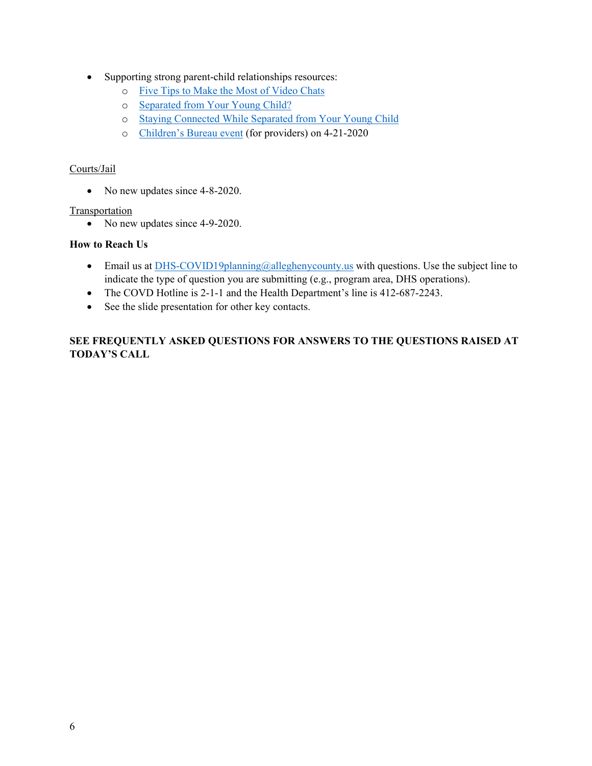- Supporting strong parent-child relationships resources:
  - Five Tips to Make the Most of Video Chats
  - Separated from Your Young Child?
  - Staying Connected While Separated from Your Young Child
  - Children's Bureau event (for providers) on 4-21-2020

Courts/Jail

- No new updates since 4-8-2020.

Transportation

- No new updates since 4-9-2020.

**How to Reach Us**

- Email us at DHS-COVID19planning@alleghenycounty.us with questions. Use the subject line to indicate the type of question you are submitting (e.g., program area, DHS operations).
- The COVD Hotline is 2-1-1 and the Health Department's line is 412-687-2243.
- See the slide presentation for other key contacts.

**SEE FREQUENTLY ASKED QUESTIONS FOR ANSWERS TO THE QUESTIONS RAISED AT TODAY'S CALL**